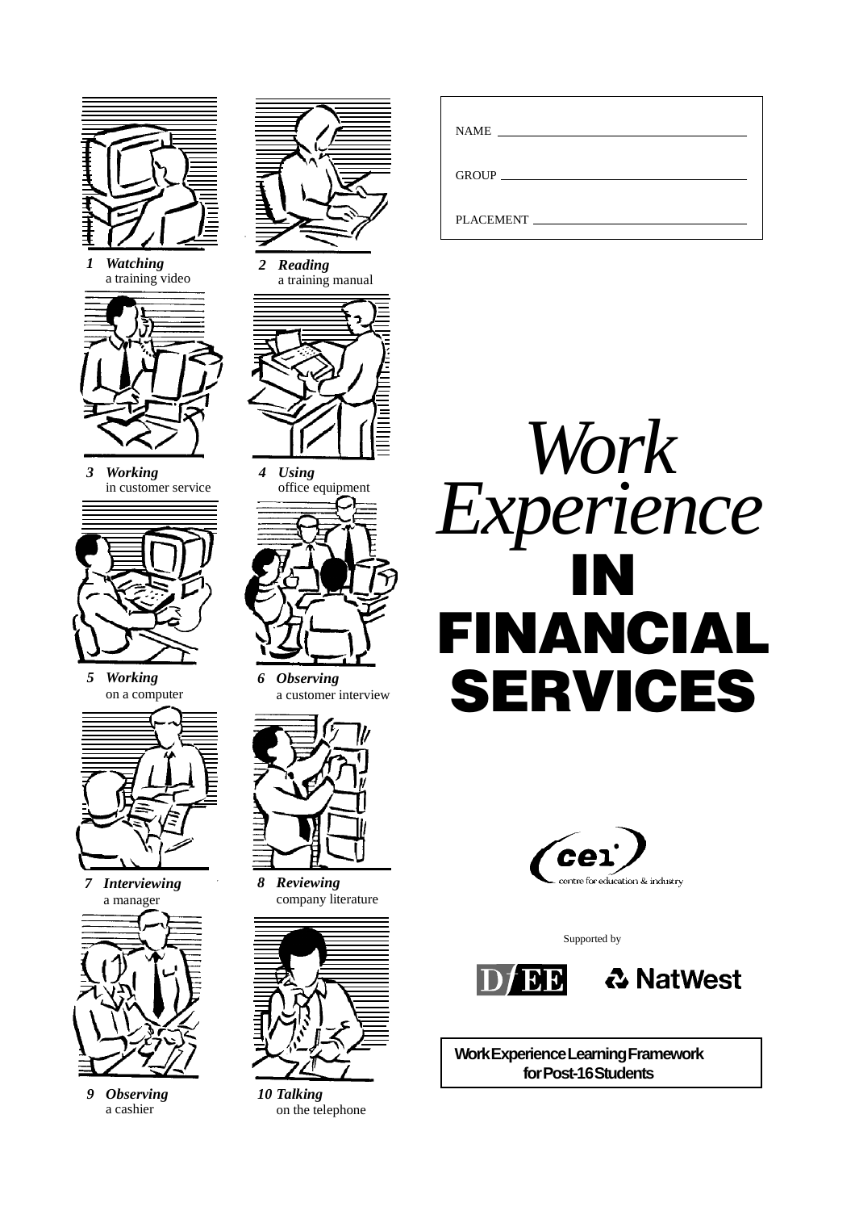NAME ______________________________

GROUP ______________________________

PLACEMENT ______________________________

# *Work Experience* IN FINANCIAL SERVICES

***1 Watching*** a training video

***2 Reading*** a training manual

***3 Working*** in customer service

***4 Using*** office equipment

***5 Working*** on a computer

***6 Observing*** a customer interview

***7 Interviewing*** a manager

***8 Reviewing*** company literature

***9 Observing*** a cashier

***10 Talking*** on the telephone

cei centre for education & industry

Supported by

DfEE NatWest

**Work Experience Learning Framework for Post-16 Students**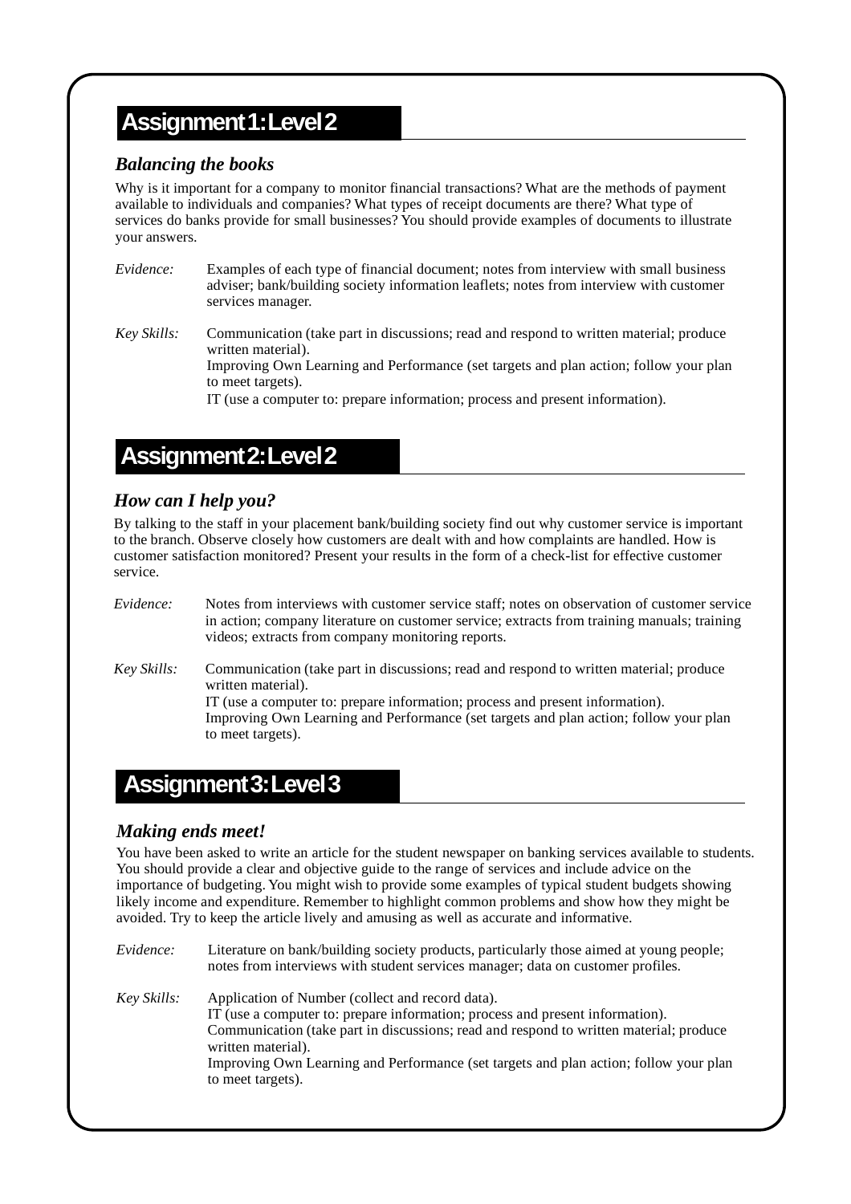## Assignment 1: Level 2

### *Balancing the books*

Why is it important for a company to monitor financial transactions? What are the methods of payment available to individuals and companies? What types of receipt documents are there? What type of services do banks provide for small businesses? You should provide examples of documents to illustrate your answers.

*Evidence:* Examples of each type of financial document; notes from interview with small business adviser; bank/building society information leaflets; notes from interview with customer services manager.

*Key Skills:* Communication (take part in discussions; read and respond to written material; produce written material).
Improving Own Learning and Performance (set targets and plan action; follow your plan to meet targets).
IT (use a computer to: prepare information; process and present information).

## Assignment 2: Level 2

### *How can I help you?*

By talking to the staff in your placement bank/building society find out why customer service is important to the branch. Observe closely how customers are dealt with and how complaints are handled. How is customer satisfaction monitored? Present your results in the form of a check-list for effective customer service.

*Evidence:* Notes from interviews with customer service staff; notes on observation of customer service in action; company literature on customer service; extracts from training manuals; training videos; extracts from company monitoring reports.

*Key Skills:* Communication (take part in discussions; read and respond to written material; produce written material).
IT (use a computer to: prepare information; process and present information).
Improving Own Learning and Performance (set targets and plan action; follow your plan to meet targets).

## Assignment 3: Level 3

### *Making ends meet!*

You have been asked to write an article for the student newspaper on banking services available to students. You should provide a clear and objective guide to the range of services and include advice on the importance of budgeting. You might wish to provide some examples of typical student budgets showing likely income and expenditure. Remember to highlight common problems and show how they might be avoided. Try to keep the article lively and amusing as well as accurate and informative.

*Evidence:* Literature on bank/building society products, particularly those aimed at young people; notes from interviews with student services manager; data on customer profiles.

*Key Skills:* Application of Number (collect and record data).
IT (use a computer to: prepare information; process and present information).
Communication (take part in discussions; read and respond to written material; produce written material).
Improving Own Learning and Performance (set targets and plan action; follow your plan to meet targets).